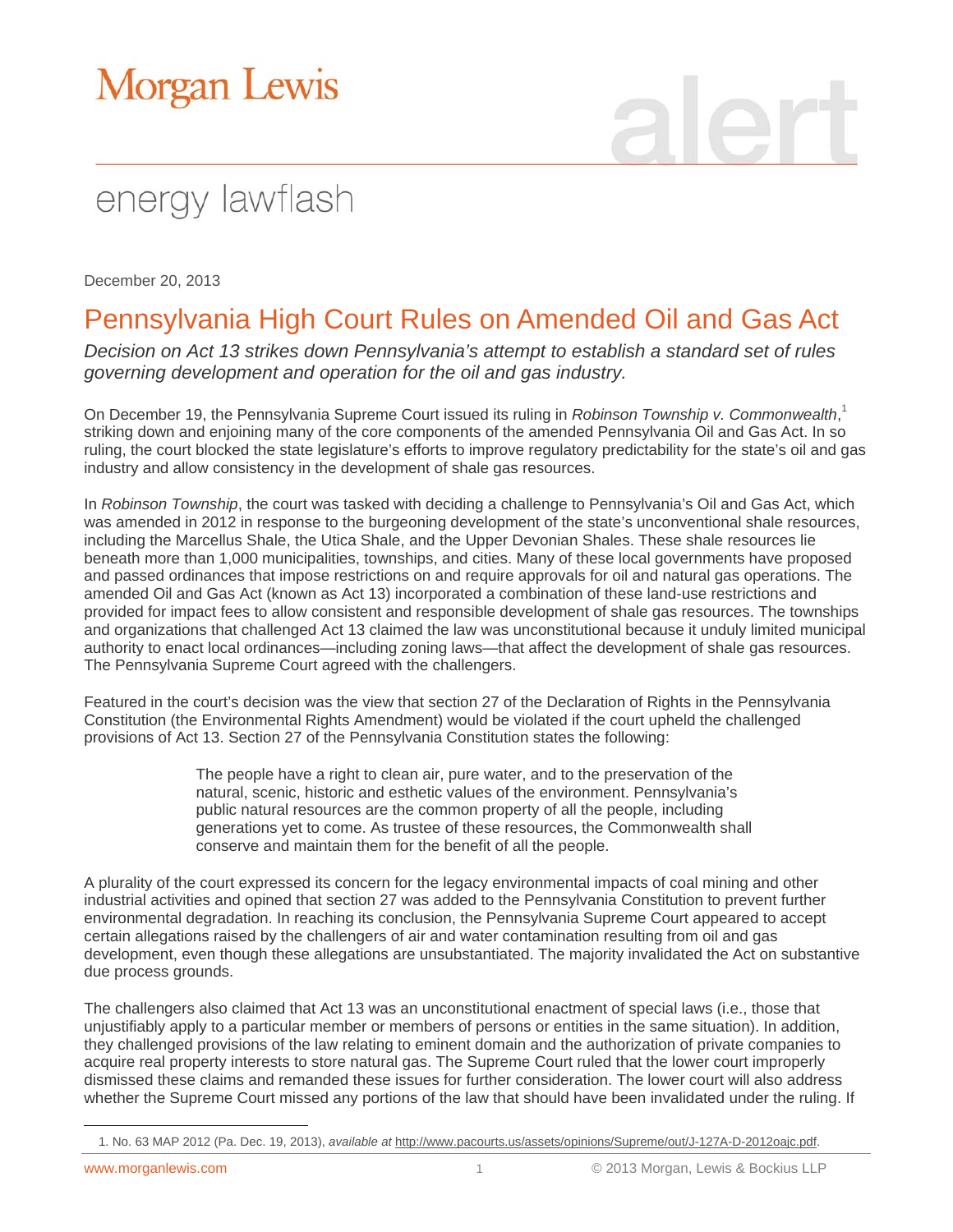# Morgan Lewis

alert

energy lawflash

December 20, 2013

## Pennsylvania High Court Rules on Amended Oil and Gas Act

*Decision on Act 13 strikes down Pennsylvania's attempt to establish a standard set of rules governing development and operation for the oil and gas industry.*

On December 19, the Pennsylvania Supreme Court issued its ruling in *Robinson Township v. Commonwealth*,[1] striking down and enjoining many of the core components of the amended Pennsylvania Oil and Gas Act. In so ruling, the court blocked the state legislature's efforts to improve regulatory predictability for the state's oil and gas industry and allow consistency in the development of shale gas resources.

In *Robinson Township*, the court was tasked with deciding a challenge to Pennsylvania's Oil and Gas Act, which was amended in 2012 in response to the burgeoning development of the state's unconventional shale resources, including the Marcellus Shale, the Utica Shale, and the Upper Devonian Shales. These shale resources lie beneath more than 1,000 municipalities, townships, and cities. Many of these local governments have proposed and passed ordinances that impose restrictions on and require approvals for oil and natural gas operations. The amended Oil and Gas Act (known as Act 13) incorporated a combination of these land-use restrictions and provided for impact fees to allow consistent and responsible development of shale gas resources. The townships and organizations that challenged Act 13 claimed the law was unconstitutional because it unduly limited municipal authority to enact local ordinances—including zoning laws—that affect the development of shale gas resources. The Pennsylvania Supreme Court agreed with the challengers.

Featured in the court's decision was the view that section 27 of the Declaration of Rights in the Pennsylvania Constitution (the Environmental Rights Amendment) would be violated if the court upheld the challenged provisions of Act 13. Section 27 of the Pennsylvania Constitution states the following:

> The people have a right to clean air, pure water, and to the preservation of the natural, scenic, historic and esthetic values of the environment. Pennsylvania's public natural resources are the common property of all the people, including generations yet to come. As trustee of these resources, the Commonwealth shall conserve and maintain them for the benefit of all the people.

A plurality of the court expressed its concern for the legacy environmental impacts of coal mining and other industrial activities and opined that section 27 was added to the Pennsylvania Constitution to prevent further environmental degradation. In reaching its conclusion, the Pennsylvania Supreme Court appeared to accept certain allegations raised by the challengers of air and water contamination resulting from oil and gas development, even though these allegations are unsubstantiated. The majority invalidated the Act on substantive due process grounds.

The challengers also claimed that Act 13 was an unconstitutional enactment of special laws (i.e., those that unjustifiably apply to a particular member or members of persons or entities in the same situation). In addition, they challenged provisions of the law relating to eminent domain and the authorization of private companies to acquire real property interests to store natural gas. The Supreme Court ruled that the lower court improperly dismissed these claims and remanded these issues for further consideration. The lower court will also address whether the Supreme Court missed any portions of the law that should have been invalidated under the ruling. If

1. No. 63 MAP 2012 (Pa. Dec. 19, 2013), *available at* http://www.pacourts.us/assets/opinions/Supreme/out/J-127A-D-2012oajc.pdf.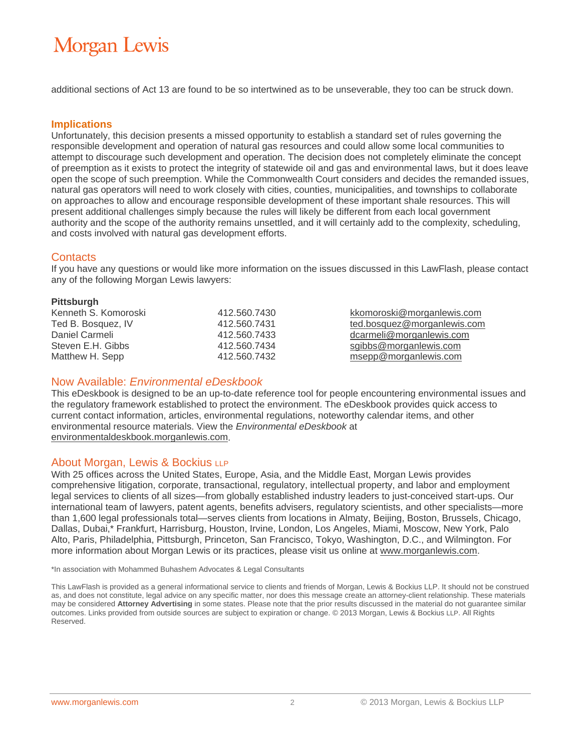additional sections of Act 13 are found to be so intertwined as to be unseverable, they too can be struck down.

## Implications

Unfortunately, this decision presents a missed opportunity to establish a standard set of rules governing the responsible development and operation of natural gas resources and could allow some local communities to attempt to discourage such development and operation. The decision does not completely eliminate the concept of preemption as it exists to protect the integrity of statewide oil and gas and environmental laws, but it does leave open the scope of such preemption. While the Commonwealth Court considers and decides the remanded issues, natural gas operators will need to work closely with cities, counties, municipalities, and townships to collaborate on approaches to allow and encourage responsible development of these important shale resources. This will present additional challenges simply because the rules will likely be different from each local government authority and the scope of the authority remains unsettled, and it will certainly add to the complexity, scheduling, and costs involved with natural gas development efforts.

## Contacts

If you have any questions or would like more information on the issues discussed in this LawFlash, please contact any of the following Morgan Lewis lawyers:

**Pittsburgh**

| | | |
|---|---|---|
| Kenneth S. Komoroski | 412.560.7430 | kkomoroski@morganlewis.com |
| Ted B. Bosquez, IV | 412.560.7431 | ted.bosquez@morganlewis.com |
| Daniel Carmeli | 412.560.7433 | dcarmeli@morganlewis.com |
| Steven E.H. Gibbs | 412.560.7434 | sgibbs@morganlewis.com |
| Matthew H. Sepp | 412.560.7432 | msepp@morganlewis.com |

## Now Available: *Environmental eDeskbook*

This eDeskbook is designed to be an up-to-date reference tool for people encountering environmental issues and the regulatory framework established to protect the environment. The eDeskbook provides quick access to current contact information, articles, environmental regulations, noteworthy calendar items, and other environmental resource materials. View the *Environmental eDeskbook* at environmentaldeskbook.morganlewis.com.

## About Morgan, Lewis & Bockius LLP

With 25 offices across the United States, Europe, Asia, and the Middle East, Morgan Lewis provides comprehensive litigation, corporate, transactional, regulatory, intellectual property, and labor and employment legal services to clients of all sizes—from globally established industry leaders to just-conceived start-ups. Our international team of lawyers, patent agents, benefits advisers, regulatory scientists, and other specialists—more than 1,600 legal professionals total—serves clients from locations in Almaty, Beijing, Boston, Brussels, Chicago, Dallas, Dubai,* Frankfurt, Harrisburg, Houston, Irvine, London, Los Angeles, Miami, Moscow, New York, Palo Alto, Paris, Philadelphia, Pittsburgh, Princeton, San Francisco, Tokyo, Washington, D.C., and Wilmington. For more information about Morgan Lewis or its practices, please visit us online at www.morganlewis.com.

*In association with Mohammed Buhashem Advocates & Legal Consultants

This LawFlash is provided as a general informational service to clients and friends of Morgan, Lewis & Bockius LLP. It should not be construed as, and does not constitute, legal advice on any specific matter, nor does this message create an attorney-client relationship. These materials may be considered **Attorney Advertising** in some states. Please note that the prior results discussed in the material do not guarantee similar outcomes. Links provided from outside sources are subject to expiration or change. © 2013 Morgan, Lewis & Bockius LLP. All Rights Reserved.